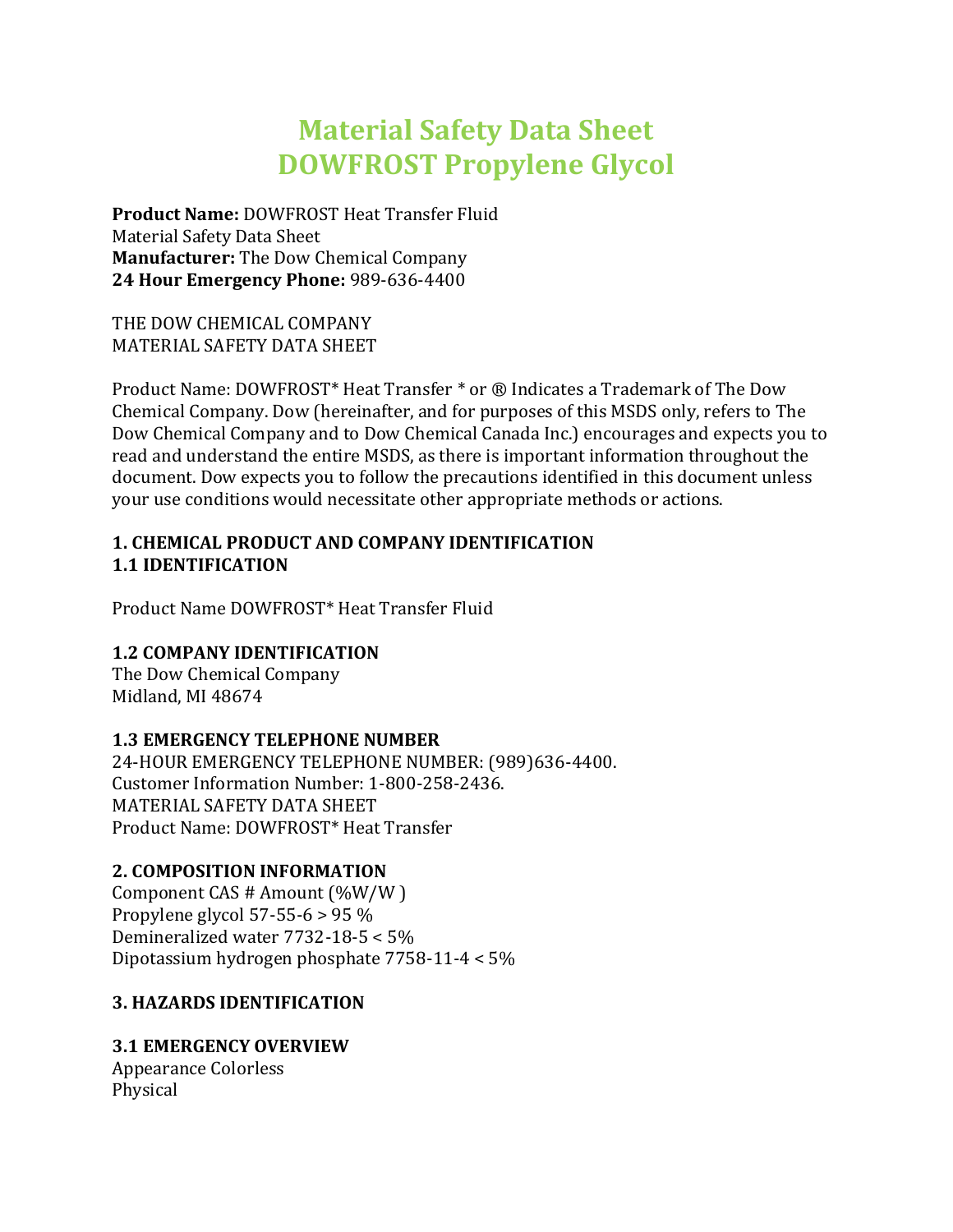# Material Safety Data Sheet
# DOWFROST Propylene Glycol

**Product Name:** DOWFROST Heat Transfer Fluid
Material Safety Data Sheet
**Manufacturer:** The Dow Chemical Company
**24 Hour Emergency Phone:** 989-636-4400

THE DOW CHEMICAL COMPANY
MATERIAL SAFETY DATA SHEET

Product Name: DOWFROST* Heat Transfer * or ® Indicates a Trademark of The Dow Chemical Company. Dow (hereinafter, and for purposes of this MSDS only, refers to The Dow Chemical Company and to Dow Chemical Canada Inc.) encourages and expects you to read and understand the entire MSDS, as there is important information throughout the document. Dow expects you to follow the precautions identified in this document unless your use conditions would necessitate other appropriate methods or actions.

## 1. CHEMICAL PRODUCT AND COMPANY IDENTIFICATION

### 1.1 IDENTIFICATION

Product Name DOWFROST* Heat Transfer Fluid

### 1.2 COMPANY IDENTIFICATION

The Dow Chemical Company
Midland, MI 48674

### 1.3 EMERGENCY TELEPHONE NUMBER

24-HOUR EMERGENCY TELEPHONE NUMBER: (989)636-4400.
Customer Information Number: 1-800-258-2436.
MATERIAL SAFETY DATA SHEET
Product Name: DOWFROST* Heat Transfer

## 2. COMPOSITION INFORMATION

Component CAS # Amount (%W/W )
Propylene glycol 57-55-6 > 95 %
Demineralized water 7732-18-5 < 5%
Dipotassium hydrogen phosphate 7758-11-4 < 5%

## 3. HAZARDS IDENTIFICATION

### 3.1 EMERGENCY OVERVIEW

Appearance Colorless
Physical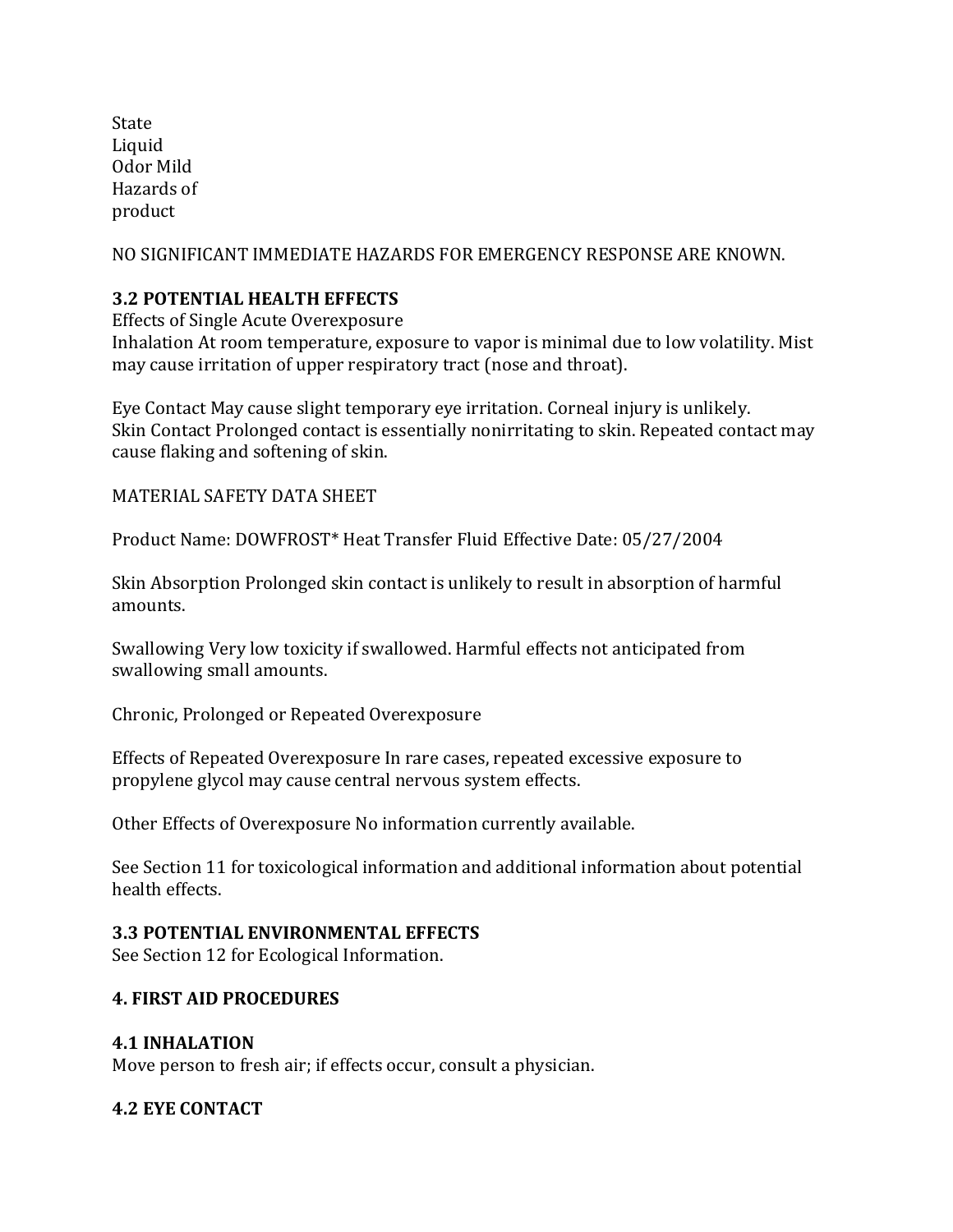State
Liquid
Odor Mild
Hazards of
product

NO SIGNIFICANT IMMEDIATE HAZARDS FOR EMERGENCY RESPONSE ARE KNOWN.

### 3.2 POTENTIAL HEALTH EFFECTS

Effects of Single Acute Overexposure
Inhalation At room temperature, exposure to vapor is minimal due to low volatility. Mist may cause irritation of upper respiratory tract (nose and throat).

Eye Contact May cause slight temporary eye irritation. Corneal injury is unlikely.
Skin Contact Prolonged contact is essentially nonirritating to skin. Repeated contact may cause flaking and softening of skin.

MATERIAL SAFETY DATA SHEET

Product Name: DOWFROST* Heat Transfer Fluid Effective Date: 05/27/2004

Skin Absorption Prolonged skin contact is unlikely to result in absorption of harmful amounts.

Swallowing Very low toxicity if swallowed. Harmful effects not anticipated from swallowing small amounts.

Chronic, Prolonged or Repeated Overexposure

Effects of Repeated Overexposure In rare cases, repeated excessive exposure to propylene glycol may cause central nervous system effects.

Other Effects of Overexposure No information currently available.

See Section 11 for toxicological information and additional information about potential health effects.

### 3.3 POTENTIAL ENVIRONMENTAL EFFECTS

See Section 12 for Ecological Information.

## 4. FIRST AID PROCEDURES

### 4.1 INHALATION

Move person to fresh air; if effects occur, consult a physician.

### 4.2 EYE CONTACT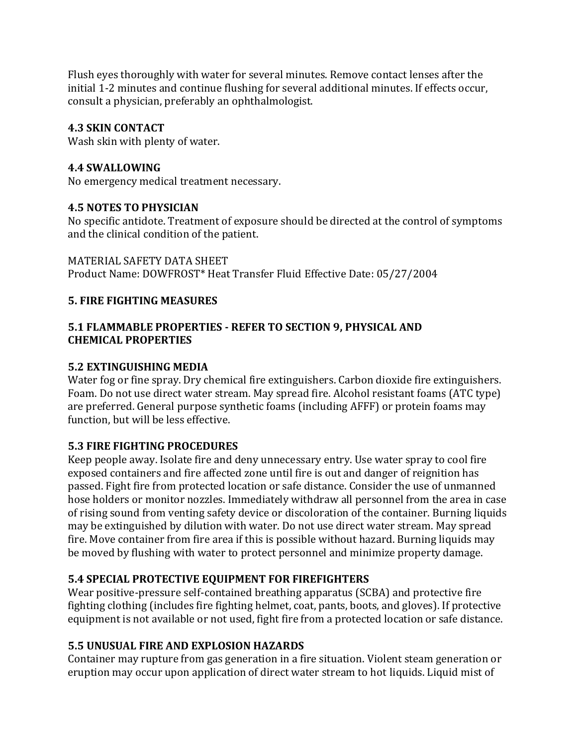Flush eyes thoroughly with water for several minutes. Remove contact lenses after the initial 1-2 minutes and continue flushing for several additional minutes. If effects occur, consult a physician, preferably an ophthalmologist.

### 4.3 SKIN CONTACT

Wash skin with plenty of water.

### 4.4 SWALLOWING

No emergency medical treatment necessary.

### 4.5 NOTES TO PHYSICIAN

No specific antidote. Treatment of exposure should be directed at the control of symptoms and the clinical condition of the patient.

MATERIAL SAFETY DATA SHEET
Product Name: DOWFROST* Heat Transfer Fluid Effective Date: 05/27/2004

## 5. FIRE FIGHTING MEASURES

### 5.1 FLAMMABLE PROPERTIES - REFER TO SECTION 9, PHYSICAL AND CHEMICAL PROPERTIES

### 5.2 EXTINGUISHING MEDIA

Water fog or fine spray. Dry chemical fire extinguishers. Carbon dioxide fire extinguishers. Foam. Do not use direct water stream. May spread fire. Alcohol resistant foams (ATC type) are preferred. General purpose synthetic foams (including AFFF) or protein foams may function, but will be less effective.

### 5.3 FIRE FIGHTING PROCEDURES

Keep people away. Isolate fire and deny unnecessary entry. Use water spray to cool fire exposed containers and fire affected zone until fire is out and danger of reignition has passed. Fight fire from protected location or safe distance. Consider the use of unmanned hose holders or monitor nozzles. Immediately withdraw all personnel from the area in case of rising sound from venting safety device or discoloration of the container. Burning liquids may be extinguished by dilution with water. Do not use direct water stream. May spread fire. Move container from fire area if this is possible without hazard. Burning liquids may be moved by flushing with water to protect personnel and minimize property damage.

### 5.4 SPECIAL PROTECTIVE EQUIPMENT FOR FIREFIGHTERS

Wear positive-pressure self-contained breathing apparatus (SCBA) and protective fire fighting clothing (includes fire fighting helmet, coat, pants, boots, and gloves). If protective equipment is not available or not used, fight fire from a protected location or safe distance.

### 5.5 UNUSUAL FIRE AND EXPLOSION HAZARDS

Container may rupture from gas generation in a fire situation. Violent steam generation or eruption may occur upon application of direct water stream to hot liquids. Liquid mist of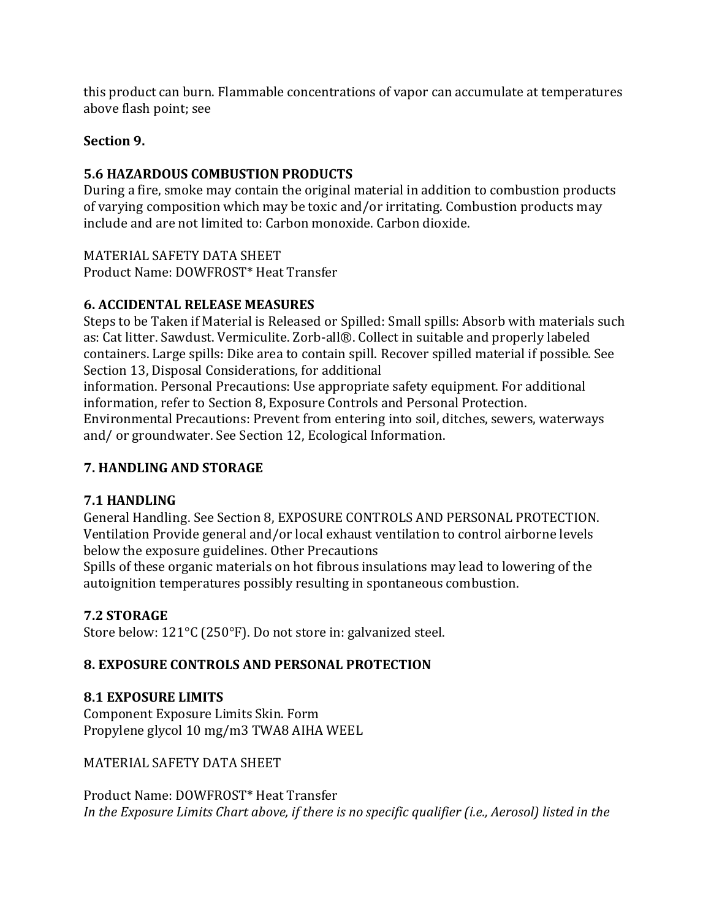this product can burn. Flammable concentrations of vapor can accumulate at temperatures above flash point; see

**Section 9.**

**5.6 HAZARDOUS COMBUSTION PRODUCTS**

During a fire, smoke may contain the original material in addition to combustion products of varying composition which may be toxic and/or irritating. Combustion products may include and are not limited to: Carbon monoxide. Carbon dioxide.

MATERIAL SAFETY DATA SHEET
Product Name: DOWFROST* Heat Transfer

## 6. ACCIDENTAL RELEASE MEASURES

Steps to be Taken if Material is Released or Spilled: Small spills: Absorb with materials such as: Cat litter. Sawdust. Vermiculite. Zorb-all®. Collect in suitable and properly labeled containers. Large spills: Dike area to contain spill. Recover spilled material if possible. See Section 13, Disposal Considerations, for additional information. Personal Precautions: Use appropriate safety equipment. For additional information, refer to Section 8, Exposure Controls and Personal Protection. Environmental Precautions: Prevent from entering into soil, ditches, sewers, waterways and/ or groundwater. See Section 12, Ecological Information.

## 7. HANDLING AND STORAGE

### 7.1 HANDLING

General Handling. See Section 8, EXPOSURE CONTROLS AND PERSONAL PROTECTION. Ventilation Provide general and/or local exhaust ventilation to control airborne levels below the exposure guidelines. Other Precautions
Spills of these organic materials on hot fibrous insulations may lead to lowering of the autoignition temperatures possibly resulting in spontaneous combustion.

### 7.2 STORAGE

Store below: 121°C (250°F). Do not store in: galvanized steel.

## 8. EXPOSURE CONTROLS AND PERSONAL PROTECTION

### 8.1 EXPOSURE LIMITS

Component Exposure Limits Skin. Form
Propylene glycol 10 mg/m3 TWA8 AIHA WEEL

MATERIAL SAFETY DATA SHEET

Product Name: DOWFROST* Heat Transfer

*In the Exposure Limits Chart above, if there is no specific qualifier (i.e., Aerosol) listed in the*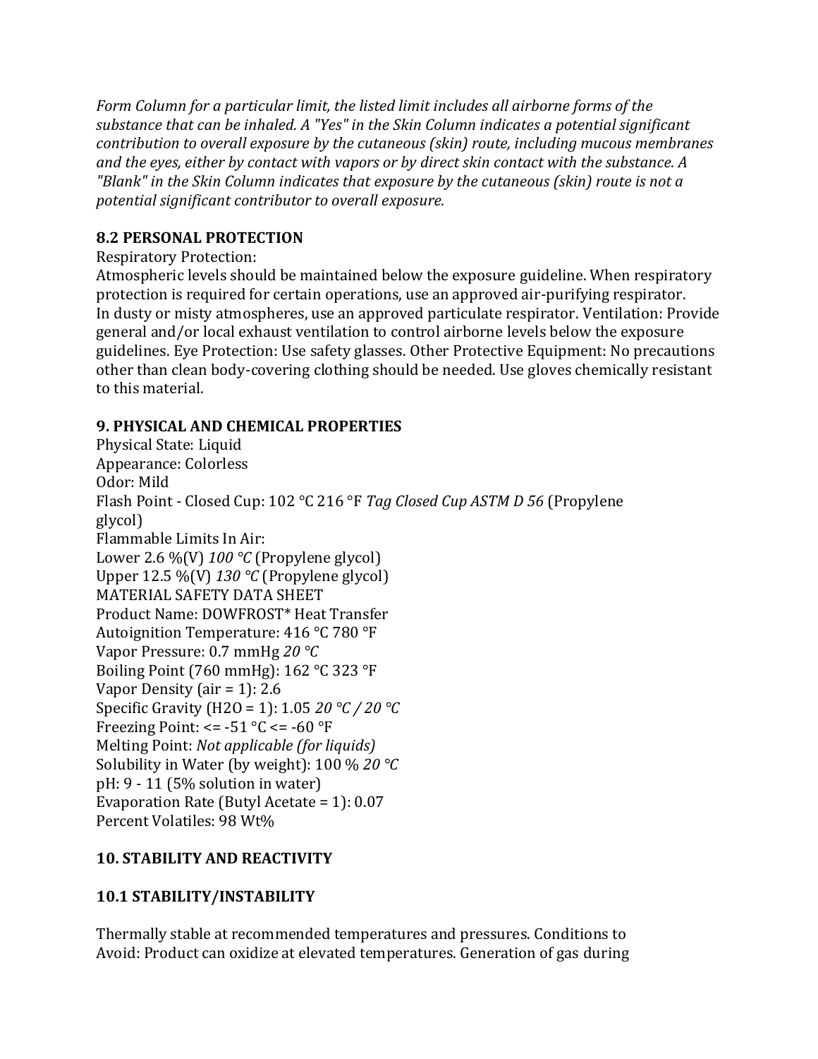*Form Column for a particular limit, the listed limit includes all airborne forms of the substance that can be inhaled. A "Yes" in the Skin Column indicates a potential significant contribution to overall exposure by the cutaneous (skin) route, including mucous membranes and the eyes, either by contact with vapors or by direct skin contact with the substance. A "Blank" in the Skin Column indicates that exposure by the cutaneous (skin) route is not a potential significant contributor to overall exposure.*

### 8.2 PERSONAL PROTECTION

Respiratory Protection:
Atmospheric levels should be maintained below the exposure guideline. When respiratory protection is required for certain operations, use an approved air-purifying respirator. In dusty or misty atmospheres, use an approved particulate respirator. Ventilation: Provide general and/or local exhaust ventilation to control airborne levels below the exposure guidelines. Eye Protection: Use safety glasses. Other Protective Equipment: No precautions other than clean body-covering clothing should be needed. Use gloves chemically resistant to this material.

## 9. PHYSICAL AND CHEMICAL PROPERTIES

Physical State: Liquid
Appearance: Colorless
Odor: Mild
Flash Point - Closed Cup: 102 °C 216 °F *Tag Closed Cup ASTM D 56* (Propylene glycol)
Flammable Limits In Air:
Lower 2.6 %(V) *100 °C* (Propylene glycol)
Upper 12.5 %(V) *130 °C* (Propylene glycol)
MATERIAL SAFETY DATA SHEET
Product Name: DOWFROST* Heat Transfer
Autoignition Temperature: 416 °C 780 °F
Vapor Pressure: 0.7 mmHg *20 °C*
Boiling Point (760 mmHg): 162 °C 323 °F
Vapor Density (air = 1): 2.6
Specific Gravity ($H_2O$ = 1): 1.05 *20 °C / 20 °C*
Freezing Point: <= -51 °C <= -60 °F
Melting Point: *Not applicable (for liquids)*
Solubility in Water (by weight): 100 % *20 °C*
pH: 9 - 11 (5% solution in water)
Evaporation Rate (Butyl Acetate = 1): 0.07
Percent Volatiles: 98 Wt%

## 10. STABILITY AND REACTIVITY

### 10.1 STABILITY/INSTABILITY

Thermally stable at recommended temperatures and pressures. Conditions to Avoid: Product can oxidize at elevated temperatures. Generation of gas during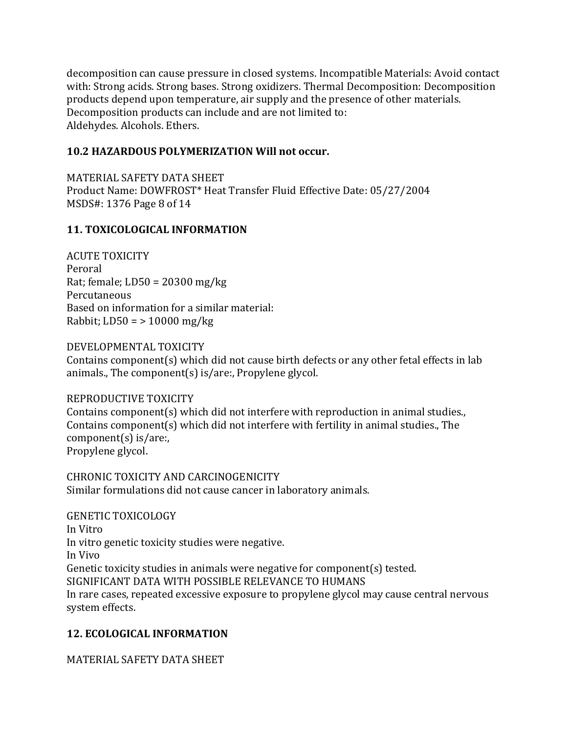decomposition can cause pressure in closed systems. Incompatible Materials: Avoid contact with: Strong acids. Strong bases. Strong oxidizers. Thermal Decomposition: Decomposition products depend upon temperature, air supply and the presence of other materials. Decomposition products can include and are not limited to:
Aldehydes. Alcohols. Ethers.

**10.2 HAZARDOUS POLYMERIZATION Will not occur.**

MATERIAL SAFETY DATA SHEET
Product Name: DOWFROST* Heat Transfer Fluid Effective Date: 05/27/2004
MSDS#: 1376 Page 8 of 14

## 11. TOXICOLOGICAL INFORMATION

ACUTE TOXICITY
Peroral
Rat; female; LD50 = 20300 mg/kg
Percutaneous
Based on information for a similar material:
Rabbit; LD50 = > 10000 mg/kg

DEVELOPMENTAL TOXICITY
Contains component(s) which did not cause birth defects or any other fetal effects in lab animals., The component(s) is/are:, Propylene glycol.

REPRODUCTIVE TOXICITY
Contains component(s) which did not interfere with reproduction in animal studies., Contains component(s) which did not interfere with fertility in animal studies., The component(s) is/are:,
Propylene glycol.

CHRONIC TOXICITY AND CARCINOGENICITY
Similar formulations did not cause cancer in laboratory animals.

GENETIC TOXICOLOGY
In Vitro
In vitro genetic toxicity studies were negative.
In Vivo
Genetic toxicity studies in animals were negative for component(s) tested.
SIGNIFICANT DATA WITH POSSIBLE RELEVANCE TO HUMANS
In rare cases, repeated excessive exposure to propylene glycol may cause central nervous system effects.

## 12. ECOLOGICAL INFORMATION

MATERIAL SAFETY DATA SHEET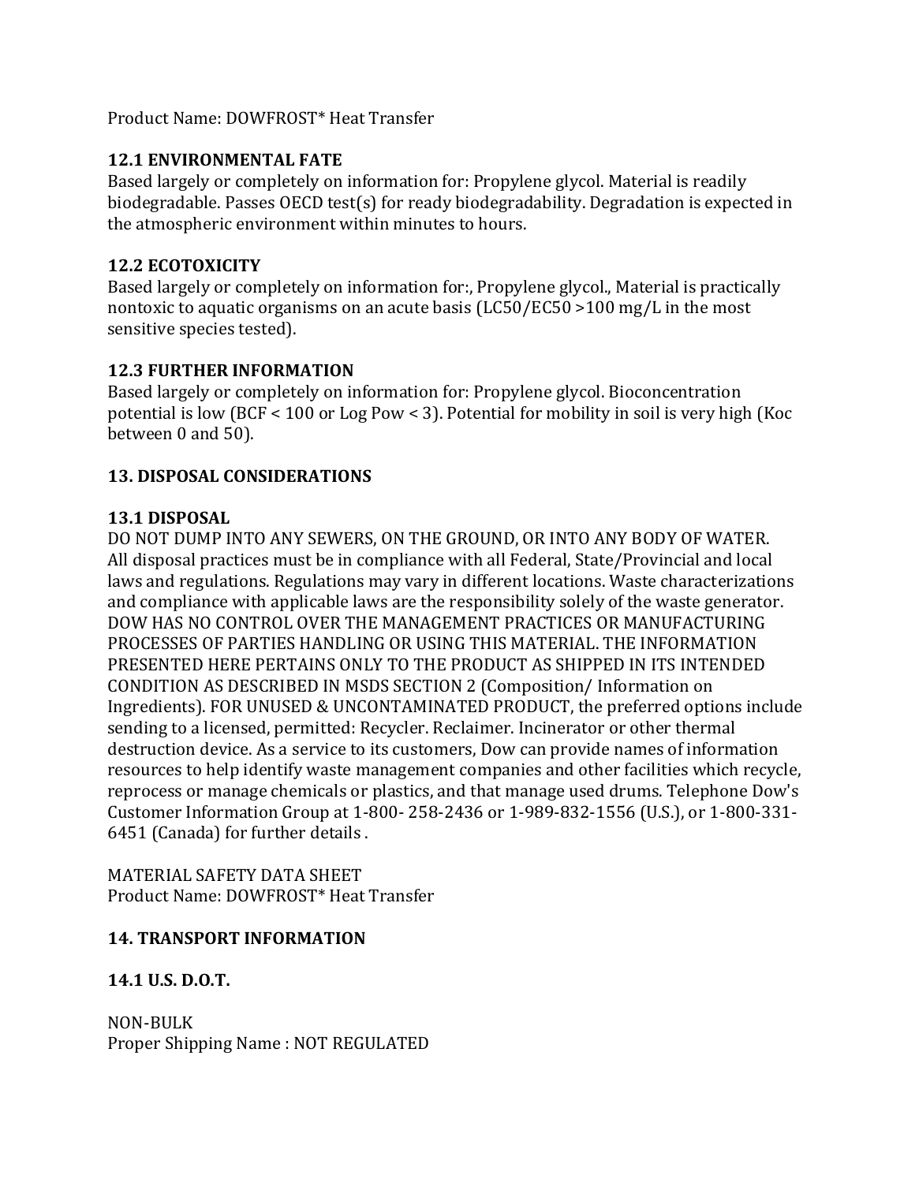Product Name: DOWFROST* Heat Transfer

### 12.1 ENVIRONMENTAL FATE

Based largely or completely on information for: Propylene glycol. Material is readily biodegradable. Passes OECD test(s) for ready biodegradability. Degradation is expected in the atmospheric environment within minutes to hours.

### 12.2 ECOTOXICITY

Based largely or completely on information for:, Propylene glycol., Material is practically nontoxic to aquatic organisms on an acute basis (LC50/EC50 >100 mg/L in the most sensitive species tested).

### 12.3 FURTHER INFORMATION

Based largely or completely on information for: Propylene glycol. Bioconcentration potential is low (BCF < 100 or Log Pow < 3). Potential for mobility in soil is very high (Koc between 0 and 50).

## 13. DISPOSAL CONSIDERATIONS

### 13.1 DISPOSAL

DO NOT DUMP INTO ANY SEWERS, ON THE GROUND, OR INTO ANY BODY OF WATER. All disposal practices must be in compliance with all Federal, State/Provincial and local laws and regulations. Regulations may vary in different locations. Waste characterizations and compliance with applicable laws are the responsibility solely of the waste generator. DOW HAS NO CONTROL OVER THE MANAGEMENT PRACTICES OR MANUFACTURING PROCESSES OF PARTIES HANDLING OR USING THIS MATERIAL. THE INFORMATION PRESENTED HERE PERTAINS ONLY TO THE PRODUCT AS SHIPPED IN ITS INTENDED CONDITION AS DESCRIBED IN MSDS SECTION 2 (Composition/ Information on Ingredients). FOR UNUSED & UNCONTAMINATED PRODUCT, the preferred options include sending to a licensed, permitted: Recycler. Reclaimer. Incinerator or other thermal destruction device. As a service to its customers, Dow can provide names of information resources to help identify waste management companies and other facilities which recycle, reprocess or manage chemicals or plastics, and that manage used drums. Telephone Dow's Customer Information Group at 1-800- 258-2436 or 1-989-832-1556 (U.S.), or 1-800-331-6451 (Canada) for further details .

MATERIAL SAFETY DATA SHEET
Product Name: DOWFROST* Heat Transfer

## 14. TRANSPORT INFORMATION

### 14.1 U.S. D.O.T.

NON-BULK
Proper Shipping Name : NOT REGULATED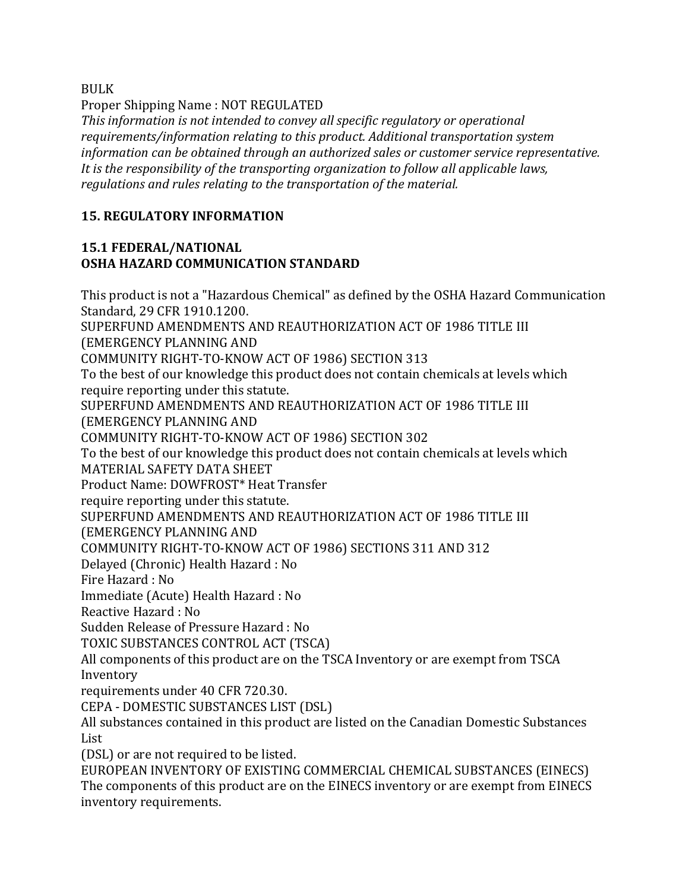BULK

Proper Shipping Name : NOT REGULATED

*This information is not intended to convey all specific regulatory or operational requirements/information relating to this product. Additional transportation system information can be obtained through an authorized sales or customer service representative. It is the responsibility of the transporting organization to follow all applicable laws, regulations and rules relating to the transportation of the material.*

## 15. REGULATORY INFORMATION

### 15.1 FEDERAL/NATIONAL
### OSHA HAZARD COMMUNICATION STANDARD

This product is not a "Hazardous Chemical" as defined by the OSHA Hazard Communication Standard, 29 CFR 1910.1200.

SUPERFUND AMENDMENTS AND REAUTHORIZATION ACT OF 1986 TITLE III (EMERGENCY PLANNING AND COMMUNITY RIGHT-TO-KNOW ACT OF 1986) SECTION 313

To the best of our knowledge this product does not contain chemicals at levels which require reporting under this statute.

SUPERFUND AMENDMENTS AND REAUTHORIZATION ACT OF 1986 TITLE III (EMERGENCY PLANNING AND COMMUNITY RIGHT-TO-KNOW ACT OF 1986) SECTION 302

To the best of our knowledge this product does not contain chemicals at levels which

MATERIAL SAFETY DATA SHEET

Product Name: DOWFROST* Heat Transfer

require reporting under this statute.

SUPERFUND AMENDMENTS AND REAUTHORIZATION ACT OF 1986 TITLE III (EMERGENCY PLANNING AND COMMUNITY RIGHT-TO-KNOW ACT OF 1986) SECTIONS 311 AND 312

Delayed (Chronic) Health Hazard : No

Fire Hazard : No

Immediate (Acute) Health Hazard : No

Reactive Hazard : No

Sudden Release of Pressure Hazard : No

TOXIC SUBSTANCES CONTROL ACT (TSCA)

All components of this product are on the TSCA Inventory or are exempt from TSCA Inventory requirements under 40 CFR 720.30.

CEPA - DOMESTIC SUBSTANCES LIST (DSL)

All substances contained in this product are listed on the Canadian Domestic Substances List (DSL) or are not required to be listed.

EUROPEAN INVENTORY OF EXISTING COMMERCIAL CHEMICAL SUBSTANCES (EINECS)

The components of this product are on the EINECS inventory or are exempt from EINECS inventory requirements.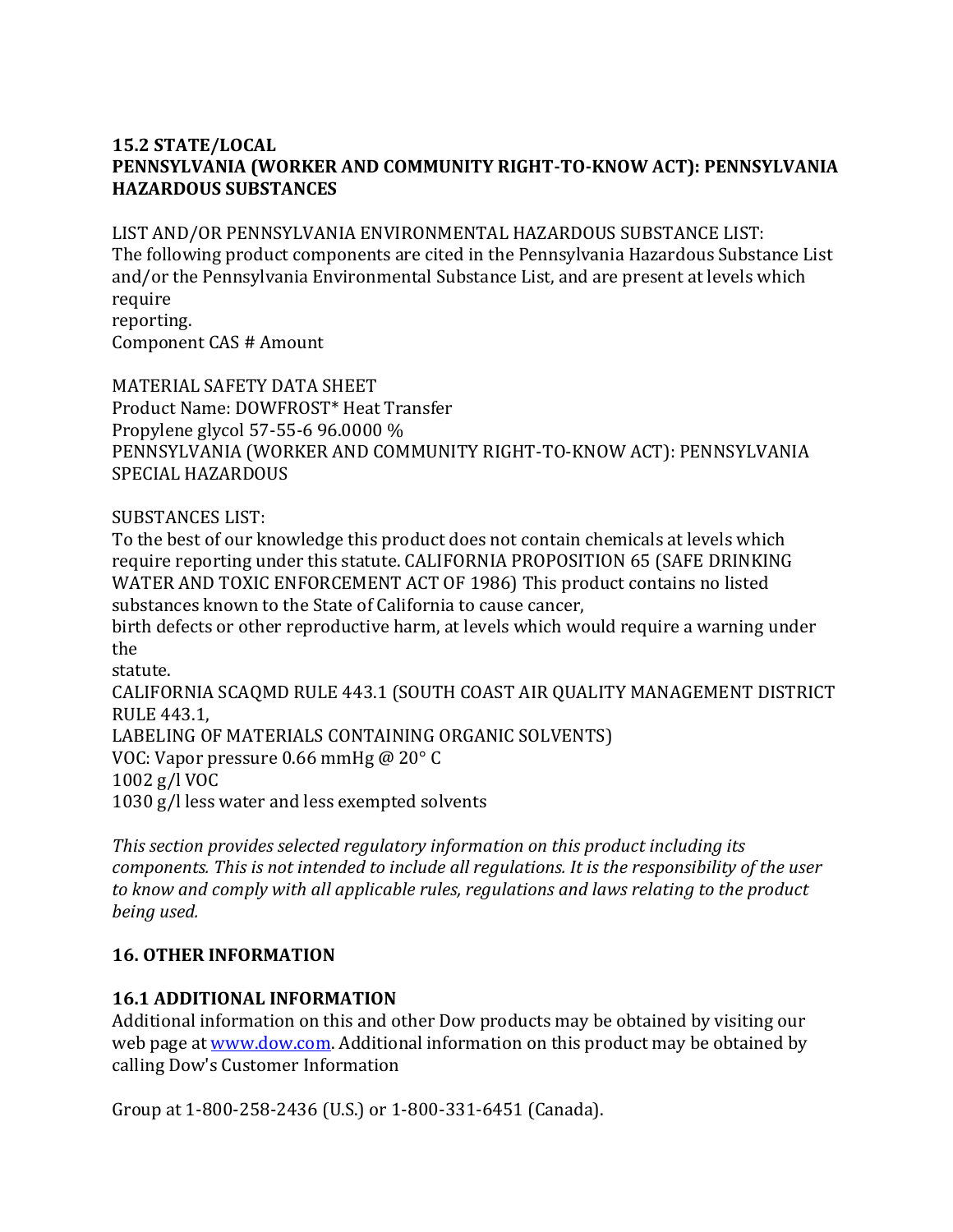**15.2 STATE/LOCAL**
**PENNSYLVANIA (WORKER AND COMMUNITY RIGHT-TO-KNOW ACT): PENNSYLVANIA HAZARDOUS SUBSTANCES**

LIST AND/OR PENNSYLVANIA ENVIRONMENTAL HAZARDOUS SUBSTANCE LIST:
The following product components are cited in the Pennsylvania Hazardous Substance List and/or the Pennsylvania Environmental Substance List, and are present at levels which require
reporting.
Component CAS # Amount

MATERIAL SAFETY DATA SHEET
Product Name: DOWFROST* Heat Transfer
Propylene glycol 57-55-6 96.0000 %
PENNSYLVANIA (WORKER AND COMMUNITY RIGHT-TO-KNOW ACT): PENNSYLVANIA SPECIAL HAZARDOUS

SUBSTANCES LIST:
To the best of our knowledge this product does not contain chemicals at levels which require reporting under this statute. CALIFORNIA PROPOSITION 65 (SAFE DRINKING WATER AND TOXIC ENFORCEMENT ACT OF 1986) This product contains no listed substances known to the State of California to cause cancer,
birth defects or other reproductive harm, at levels which would require a warning under the
statute.
CALIFORNIA SCAQMD RULE 443.1 (SOUTH COAST AIR QUALITY MANAGEMENT DISTRICT RULE 443.1,
LABELING OF MATERIALS CONTAINING ORGANIC SOLVENTS)
VOC: Vapor pressure 0.66 mmHg @ 20° C
1002 g/l VOC
1030 g/l less water and less exempted solvents

*This section provides selected regulatory information on this product including its components. This is not intended to include all regulations. It is the responsibility of the user to know and comply with all applicable rules, regulations and laws relating to the product being used.*

## 16. OTHER INFORMATION

### 16.1 ADDITIONAL INFORMATION

Additional information on this and other Dow products may be obtained by visiting our web page at [www.dow.com](http://www.dow.com). Additional information on this product may be obtained by calling Dow's Customer Information

Group at 1-800-258-2436 (U.S.) or 1-800-331-6451 (Canada).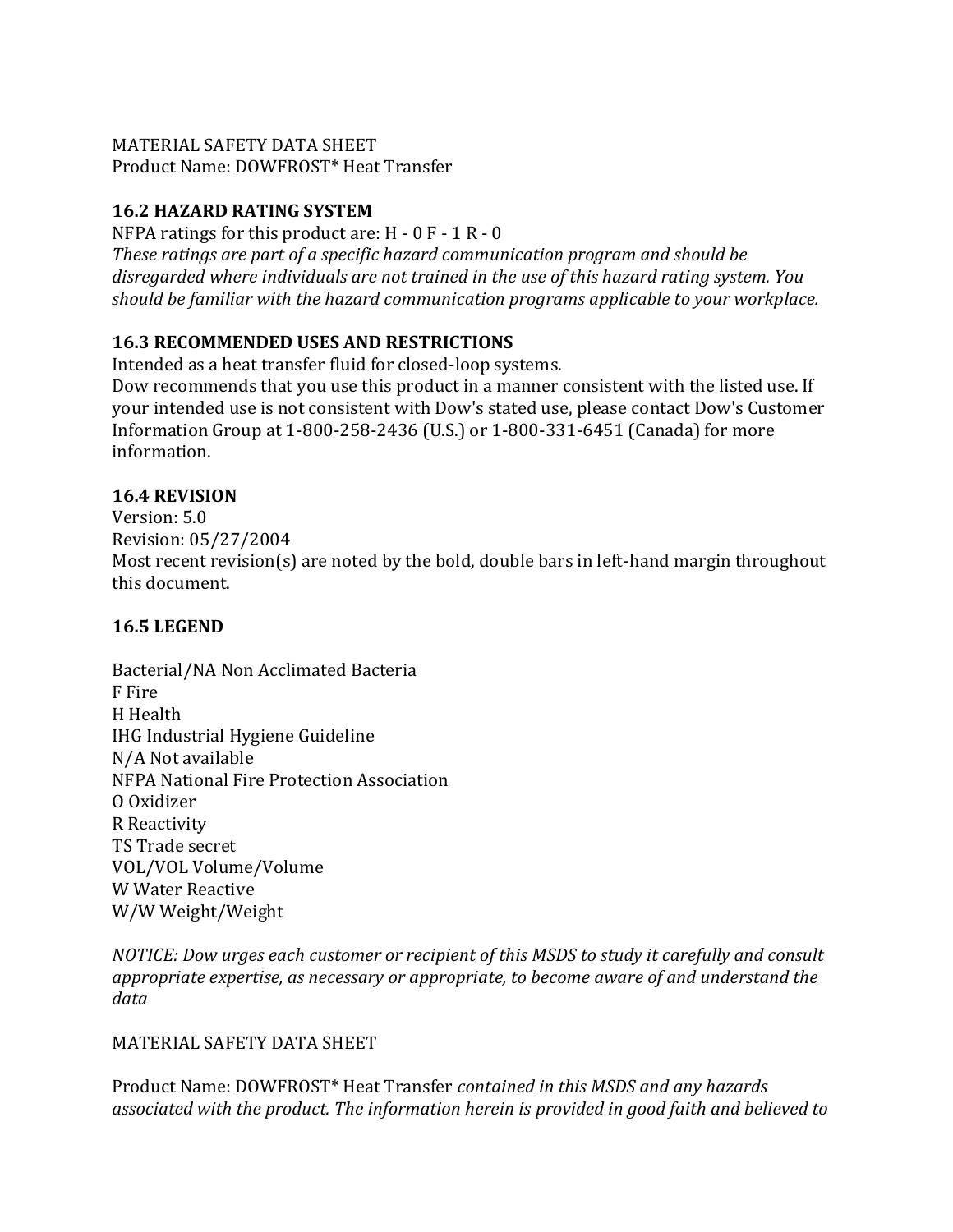MATERIAL SAFETY DATA SHEET
Product Name: DOWFROST* Heat Transfer

**16.2 HAZARD RATING SYSTEM**
NFPA ratings for this product are: H - 0 F - 1 R - 0
*These ratings are part of a specific hazard communication program and should be disregarded where individuals are not trained in the use of this hazard rating system. You should be familiar with the hazard communication programs applicable to your workplace.*

**16.3 RECOMMENDED USES AND RESTRICTIONS**
Intended as a heat transfer fluid for closed-loop systems.
Dow recommends that you use this product in a manner consistent with the listed use. If your intended use is not consistent with Dow's stated use, please contact Dow's Customer Information Group at 1-800-258-2436 (U.S.) or 1-800-331-6451 (Canada) for more information.

**16.4 REVISION**
Version: 5.0
Revision: 05/27/2004
Most recent revision(s) are noted by the bold, double bars in left-hand margin throughout this document.

**16.5 LEGEND**

Bacterial/NA Non Acclimated Bacteria
F Fire
H Health
IHG Industrial Hygiene Guideline
N/A Not available
NFPA National Fire Protection Association
O Oxidizer
R Reactivity
TS Trade secret
VOL/VOL Volume/Volume
W Water Reactive
W/W Weight/Weight

*NOTICE: Dow urges each customer or recipient of this MSDS to study it carefully and consult appropriate expertise, as necessary or appropriate, to become aware of and understand the data*

MATERIAL SAFETY DATA SHEET

Product Name: DOWFROST* Heat Transfer *contained in this MSDS and any hazards associated with the product. The information herein is provided in good faith and believed to*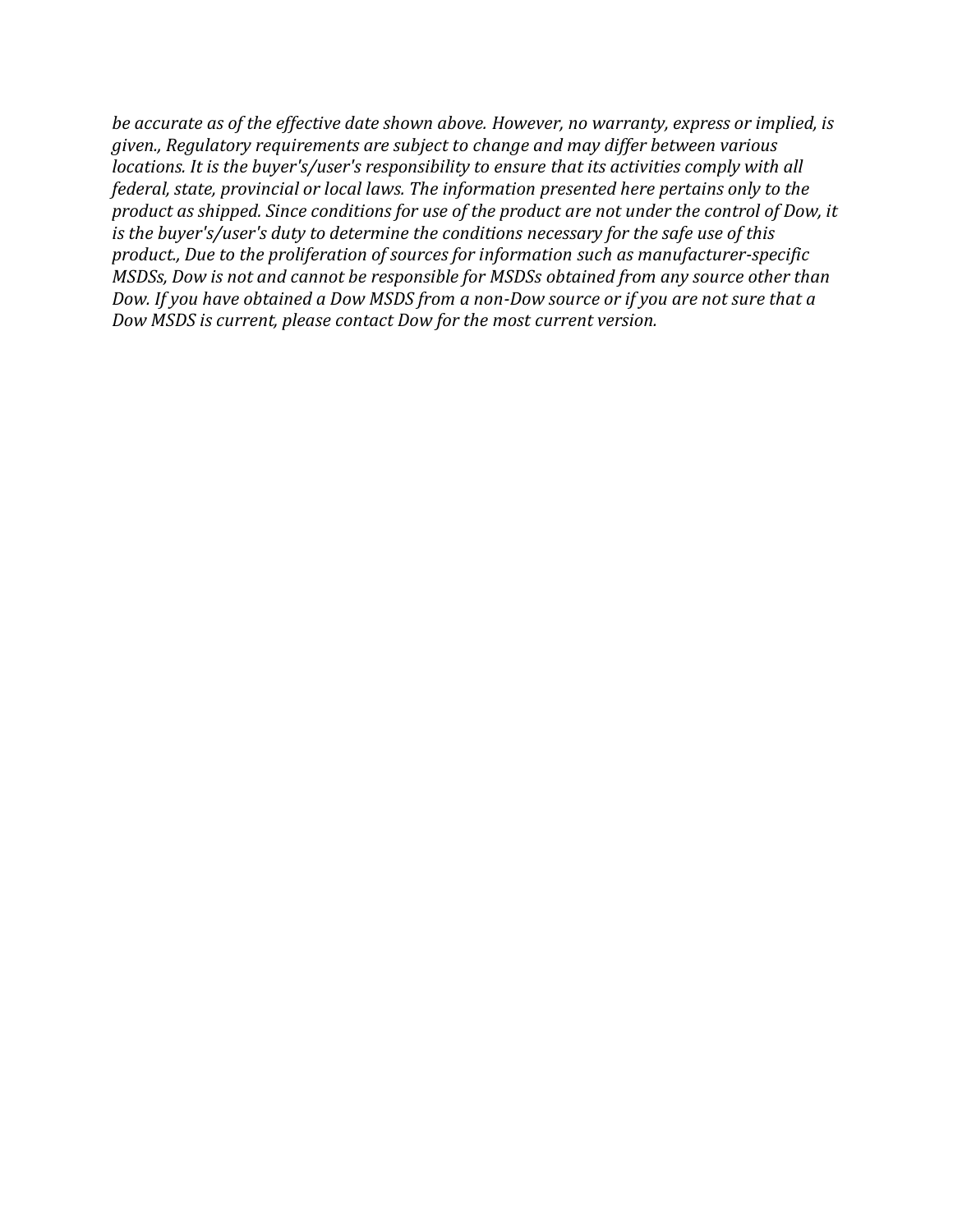*be accurate as of the effective date shown above. However, no warranty, express or implied, is given., Regulatory requirements are subject to change and may differ between various locations. It is the buyer's/user's responsibility to ensure that its activities comply with all federal, state, provincial or local laws. The information presented here pertains only to the product as shipped. Since conditions for use of the product are not under the control of Dow, it is the buyer's/user's duty to determine the conditions necessary for the safe use of this product., Due to the proliferation of sources for information such as manufacturer-specific MSDSs, Dow is not and cannot be responsible for MSDSs obtained from any source other than Dow. If you have obtained a Dow MSDS from a non-Dow source or if you are not sure that a Dow MSDS is current, please contact Dow for the most current version.*